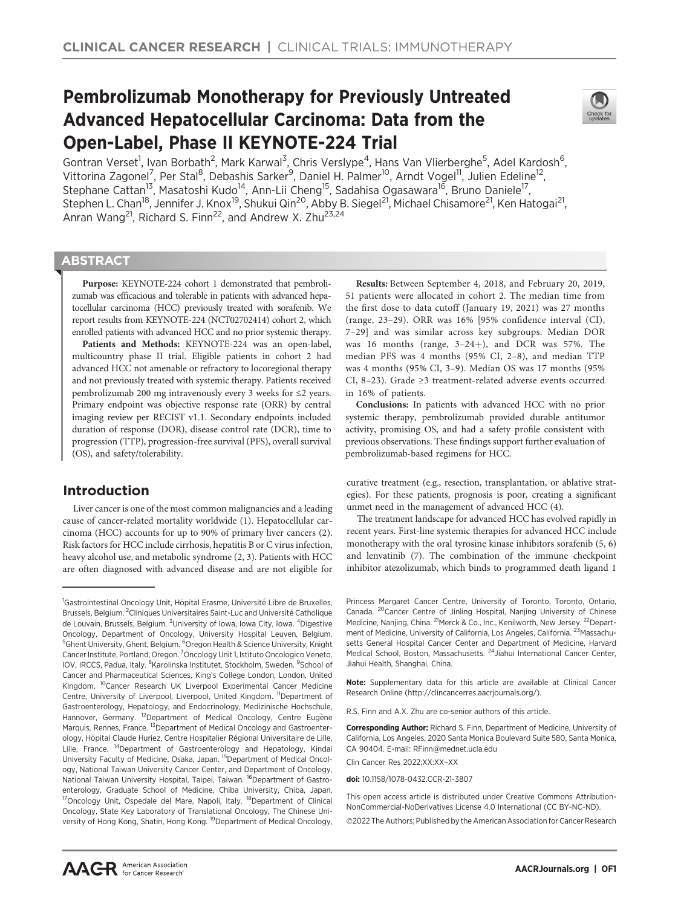# Pembrolizumab Monotherapy for Previously Untreated Advanced Hepatocellular Carcinoma: Data from the Open-Label, Phase II KEYNOTE-224 Trial

Gontran Verset[1], Ivan Borbath[2], Mark Karwal[3], Chris Verslype[4], Hans Van Vlierberghe[5], Adel Kardosh[6], Vittorina Zagonel[7], Per Stal[8], Debashis Sarker[9], Daniel H. Palmer[10], Arndt Vogel[11], Julien Edeline[12], Stephane Cattan[13], Masatoshi Kudo[14], Ann-Lii Cheng[15], Sadahisa Ogasawara[16], Bruno Daniele[17], Stephen L. Chan[18], Jennifer J. Knox[19], Shukui Qin[20], Abby B. Siegel[21], Michael Chisamore[21], Ken Hatogai[21], Anran Wang[21], Richard S. Finn[22], and Andrew X. Zhu[23,24]

## ABSTRACT

**Purpose:** KEYNOTE-224 cohort 1 demonstrated that pembrolizumab was efficacious and tolerable in patients with advanced hepatocellular carcinoma (HCC) previously treated with sorafenib. We report results from KEYNOTE-224 (NCT02702414) cohort 2, which enrolled patients with advanced HCC and no prior systemic therapy.

**Patients and Methods:** KEYNOTE-224 was an open-label, multicountry phase II trial. Eligible patients in cohort 2 had advanced HCC not amenable or refractory to locoregional therapy and not previously treated with systemic therapy. Patients received pembrolizumab 200 mg intravenously every 3 weeks for ≤2 years. Primary endpoint was objective response rate (ORR) by central imaging review per RECIST v1.1. Secondary endpoints included duration of response (DOR), disease control rate (DCR), time to progression (TTP), progression-free survival (PFS), overall survival (OS), and safety/tolerability.

**Results:** Between September 4, 2018, and February 20, 2019, 51 patients were allocated in cohort 2. The median time from the first dose to data cutoff (January 19, 2021) was 27 months (range, 23–29). ORR was 16% [95% confidence interval (CI), 7–29] and was similar across key subgroups. Median DOR was 16 months (range, 3–24+), and DCR was 57%. The median PFS was 4 months (95% CI, 2–8), and median TTP was 4 months (95% CI, 3–9). Median OS was 17 months (95% CI, 8–23). Grade ≥3 treatment-related adverse events occurred in 16% of patients.

**Conclusions:** In patients with advanced HCC with no prior systemic therapy, pembrolizumab provided durable antitumor activity, promising OS, and had a safety profile consistent with previous observations. These findings support further evaluation of pembrolizumab-based regimens for HCC.

## Introduction

Liver cancer is one of the most common malignancies and a leading cause of cancer-related mortality worldwide (1). Hepatocellular carcinoma (HCC) accounts for up to 90% of primary liver cancers (2). Risk factors for HCC include cirrhosis, hepatitis B or C virus infection, heavy alcohol use, and metabolic syndrome (2, 3). Patients with HCC are often diagnosed with advanced disease and are not eligible for curative treatment (e.g., resection, transplantation, or ablative strategies). For these patients, prognosis is poor, creating a significant unmet need in the management of advanced HCC (4).

The treatment landscape for advanced HCC has evolved rapidly in recent years. First-line systemic therapies for advanced HCC include monotherapy with the oral tyrosine kinase inhibitors sorafenib (5, 6) and lenvatinib (7). The combination of the immune checkpoint inhibitor atezolizumab, which binds to programmed death ligand 1

---

[1]Gastrointestinal Oncology Unit, Hôpital Erasme, Université Libre de Bruxelles, Brussels, Belgium. [2]Cliniques Universitaires Saint-Luc and Université Catholique de Louvain, Brussels, Belgium. [3]University of Iowa, Iowa City, Iowa. [4]Digestive Oncology, Department of Oncology, University Hospital Leuven, Belgium. [5]Ghent University, Ghent, Belgium. [6]Oregon Health & Science University, Knight Cancer Institute, Portland, Oregon. [7]Oncology Unit 1, Istituto Oncologico Veneto, IOV, IRCCS, Padua, Italy. [8]Karolinska Institutet, Stockholm, Sweden. [9]School of Cancer and Pharmaceutical Sciences, King's College London, London, United Kingdom. [10]Cancer Research UK Liverpool Experimental Cancer Medicine Centre, University of Liverpool, Liverpool, United Kingdom. [11]Department of Gastroenterology, Hepatology, and Endocrinology, Medizinische Hochschule, Hannover, Germany. [12]Department of Medical Oncology, Centre Eugène Marquis, Rennes, France. [13]Department of Medical Oncology and Gastroenterology, Hôpital Claude Huriez, Centre Hospitalier Régional Universitaire de Lille, Lille, France. [14]Department of Gastroenterology and Hepatology, Kindai University Faculty of Medicine, Osaka, Japan. [15]Department of Medical Oncology, National Taiwan University Cancer Center, and Department of Oncology, National Taiwan University Hospital, Taipei, Taiwan. [16]Department of Gastroenterology, Graduate School of Medicine, Chiba University, Chiba, Japan. [17]Oncology Unit, Ospedale del Mare, Napoli, Italy. [18]Department of Clinical Oncology, State Key Laboratory of Translational Oncology, The Chinese University of Hong Kong, Shatin, Hong Kong. [19]Department of Medical Oncology, Princess Margaret Cancer Centre, University of Toronto, Toronto, Ontario, Canada. [20]Cancer Centre of Jinling Hospital, Nanjing University of Chinese Medicine, Nanjing, China. [21]Merck & Co., Inc., Kenilworth, New Jersey. [22]Department of Medicine, University of California, Los Angeles, California. [23]Massachusetts General Hospital Cancer Center and Department of Medicine, Harvard Medical School, Boston, Massachusetts. [24]Jiahui International Cancer Center, Jiahui Health, Shanghai, China.

**Note:** Supplementary data for this article are available at Clinical Cancer Research Online (http://clincancerres.aacrjournals.org/).

R.S. Finn and A.X. Zhu are co-senior authors of this article.

**Corresponding Author:** Richard S. Finn, Department of Medicine, University of California, Los Angeles, 2020 Santa Monica Boulevard Suite 580, Santa Monica, CA 90404. E-mail: RFinn@mednet.ucla.edu

Clin Cancer Res 2022;XX:XX–XX

**doi:** 10.1158/1078-0432.CCR-21-3807

This open access article is distributed under Creative Commons Attribution-NonCommercial-NoDerivatives License 4.0 International (CC BY-NC-ND).

©2022 The Authors; Published by the American Association for Cancer Research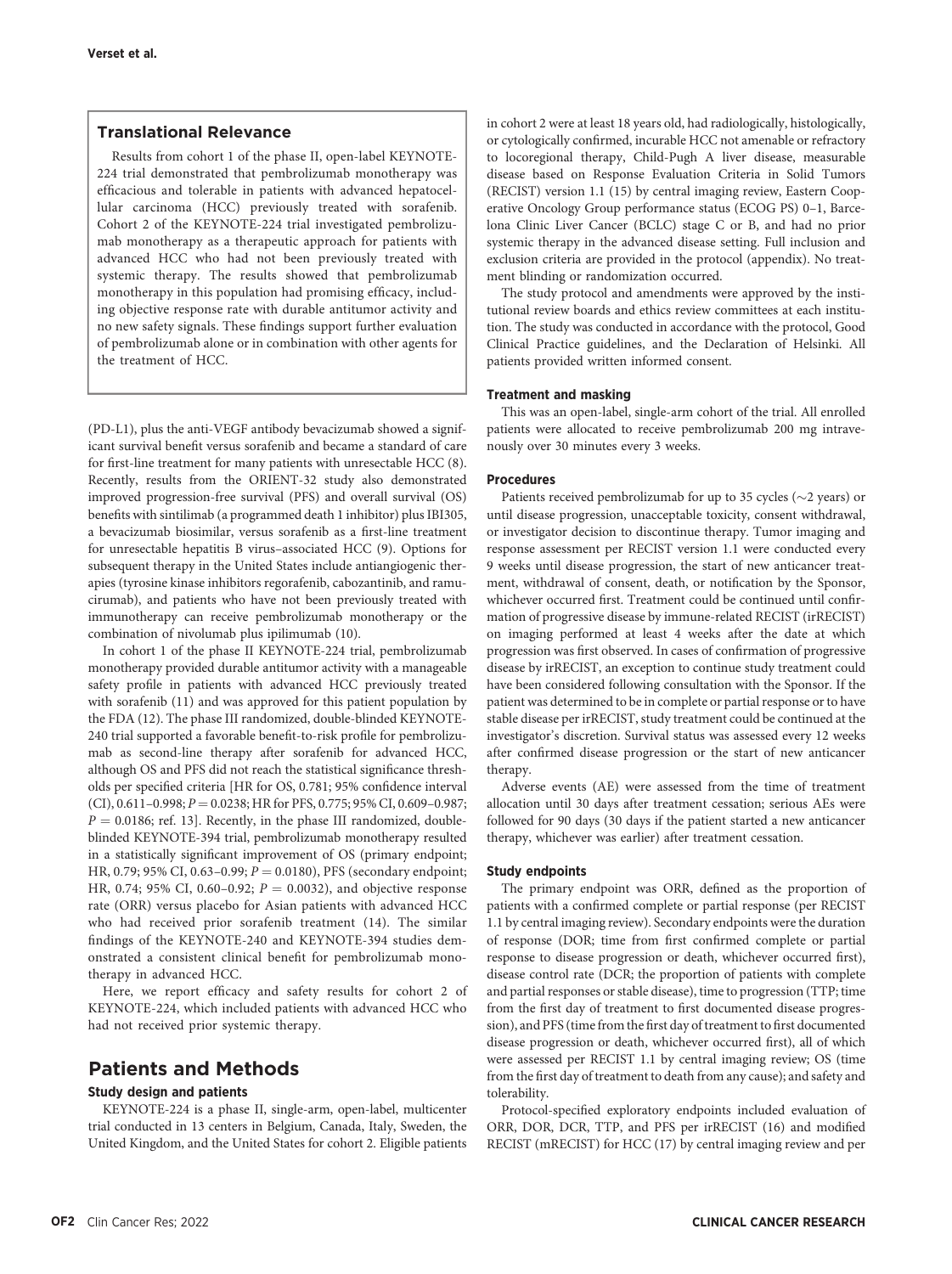## Translational Relevance

Results from cohort 1 of the phase II, open-label KEYNOTE-224 trial demonstrated that pembrolizumab monotherapy was efficacious and tolerable in patients with advanced hepatocellular carcinoma (HCC) previously treated with sorafenib. Cohort 2 of the KEYNOTE-224 trial investigated pembrolizumab monotherapy as a therapeutic approach for patients with advanced HCC who had not been previously treated with systemic therapy. The results showed that pembrolizumab monotherapy in this population had promising efficacy, including objective response rate with durable antitumor activity and no new safety signals. These findings support further evaluation of pembrolizumab alone or in combination with other agents for the treatment of HCC.

(PD-L1), plus the anti-VEGF antibody bevacizumab showed a significant survival benefit versus sorafenib and became a standard of care for first-line treatment for many patients with unresectable HCC (8). Recently, results from the ORIENT-32 study also demonstrated improved progression-free survival (PFS) and overall survival (OS) benefits with sintilimab (a programmed death 1 inhibitor) plus IBI305, a bevacizumab biosimilar, versus sorafenib as a first-line treatment for unresectable hepatitis B virus–associated HCC (9). Options for subsequent therapy in the United States include antiangiogenic therapies (tyrosine kinase inhibitors regorafenib, cabozantinib, and ramucirumab), and patients who have not been previously treated with immunotherapy can receive pembrolizumab monotherapy or the combination of nivolumab plus ipilimumab (10).

In cohort 1 of the phase II KEYNOTE-224 trial, pembrolizumab monotherapy provided durable antitumor activity with a manageable safety profile in patients with advanced HCC previously treated with sorafenib (11) and was approved for this patient population by the FDA (12). The phase III randomized, double-blinded KEYNOTE-240 trial supported a favorable benefit-to-risk profile for pembrolizumab as second-line therapy after sorafenib for advanced HCC, although OS and PFS did not reach the statistical significance thresholds per specified criteria [HR for OS, 0.781; 95% confidence interval (CI), 0.611–0.998; $P = 0.0238$; HR for PFS, 0.775; 95% CI, 0.609–0.987; $P = 0.0186$; ref. 13]. Recently, in the phase III randomized, double-blinded KEYNOTE-394 trial, pembrolizumab monotherapy resulted in a statistically significant improvement of OS (primary endpoint; HR, 0.79; 95% CI, 0.63–0.99; $P = 0.0180$), PFS (secondary endpoint; HR, 0.74; 95% CI, 0.60–0.92; $P = 0.0032$), and objective response rate (ORR) versus placebo for Asian patients with advanced HCC who had received prior sorafenib treatment (14). The similar findings of the KEYNOTE-240 and KEYNOTE-394 studies demonstrated a consistent clinical benefit for pembrolizumab monotherapy in advanced HCC.

Here, we report efficacy and safety results for cohort 2 of KEYNOTE-224, which included patients with advanced HCC who had not received prior systemic therapy.

# Patients and Methods

### Study design and patients

KEYNOTE-224 is a phase II, single-arm, open-label, multicenter trial conducted in 13 centers in Belgium, Canada, Italy, Sweden, the United Kingdom, and the United States for cohort 2. Eligible patients in cohort 2 were at least 18 years old, had radiologically, histologically, or cytologically confirmed, incurable HCC not amenable or refractory to locoregional therapy, Child-Pugh A liver disease, measurable disease based on Response Evaluation Criteria in Solid Tumors (RECIST) version 1.1 (15) by central imaging review, Eastern Cooperative Oncology Group performance status (ECOG PS) 0–1, Barcelona Clinic Liver Cancer (BCLC) stage C or B, and had no prior systemic therapy in the advanced disease setting. Full inclusion and exclusion criteria are provided in the protocol (appendix). No treatment blinding or randomization occurred.

The study protocol and amendments were approved by the institutional review boards and ethics review committees at each institution. The study was conducted in accordance with the protocol, Good Clinical Practice guidelines, and the Declaration of Helsinki. All patients provided written informed consent.

### Treatment and masking

This was an open-label, single-arm cohort of the trial. All enrolled patients were allocated to receive pembrolizumab 200 mg intravenously over 30 minutes every 3 weeks.

### Procedures

Patients received pembrolizumab for up to 35 cycles (~2 years) or until disease progression, unacceptable toxicity, consent withdrawal, or investigator decision to discontinue therapy. Tumor imaging and response assessment per RECIST version 1.1 were conducted every 9 weeks until disease progression, the start of new anticancer treatment, withdrawal of consent, death, or notification by the Sponsor, whichever occurred first. Treatment could be continued until confirmation of progressive disease by immune-related RECIST (irRECIST) on imaging performed at least 4 weeks after the date at which progression was first observed. In cases of confirmation of progressive disease by irRECIST, an exception to continue study treatment could have been considered following consultation with the Sponsor. If the patient was determined to be in complete or partial response or to have stable disease per irRECIST, study treatment could be continued at the investigator's discretion. Survival status was assessed every 12 weeks after confirmed disease progression or the start of new anticancer therapy.

Adverse events (AE) were assessed from the time of treatment allocation until 30 days after treatment cessation; serious AEs were followed for 90 days (30 days if the patient started a new anticancer therapy, whichever was earlier) after treatment cessation.

### Study endpoints

The primary endpoint was ORR, defined as the proportion of patients with a confirmed complete or partial response (per RECIST 1.1 by central imaging review). Secondary endpoints were the duration of response (DOR; time from first confirmed complete or partial response to disease progression or death, whichever occurred first), disease control rate (DCR; the proportion of patients with complete and partial responses or stable disease), time to progression (TTP; time from the first day of treatment to first documented disease progression), and PFS (time from the first day of treatment to first documented disease progression or death, whichever occurred first), all of which were assessed per RECIST 1.1 by central imaging review; OS (time from the first day of treatment to death from any cause); and safety and tolerability.

Protocol-specified exploratory endpoints included evaluation of ORR, DOR, DCR, TTP, and PFS per irRECIST (16) and modified RECIST (mRECIST) for HCC (17) by central imaging review and per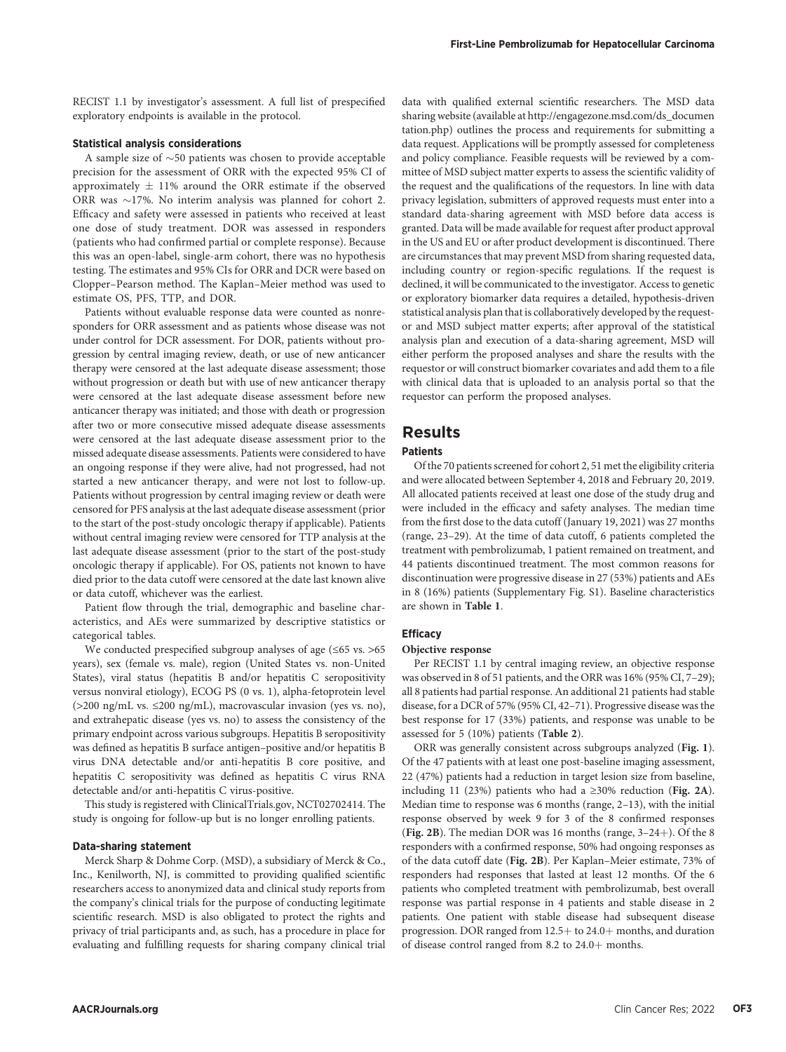RECIST 1.1 by investigator's assessment. A full list of prespecified exploratory endpoints is available in the protocol.

### Statistical analysis considerations

A sample size of ~50 patients was chosen to provide acceptable precision for the assessment of ORR with the expected 95% CI of approximately ± 11% around the ORR estimate if the observed ORR was ~17%. No interim analysis was planned for cohort 2. Efficacy and safety were assessed in patients who received at least one dose of study treatment. DOR was assessed in responders (patients who had confirmed partial or complete response). Because this was an open-label, single-arm cohort, there was no hypothesis testing. The estimates and 95% CIs for ORR and DCR were based on Clopper–Pearson method. The Kaplan–Meier method was used to estimate OS, PFS, TTP, and DOR.

Patients without evaluable response data were counted as nonresponders for ORR assessment and as patients whose disease was not under control for DCR assessment. For DOR, patients without progression by central imaging review, death, or use of new anticancer therapy were censored at the last adequate disease assessment; those without progression or death but with use of new anticancer therapy were censored at the last adequate disease assessment before new anticancer therapy was initiated; and those with death or progression after two or more consecutive missed adequate disease assessments were censored at the last adequate disease assessment prior to the missed adequate disease assessments. Patients were considered to have an ongoing response if they were alive, had not progressed, had not started a new anticancer therapy, and were not lost to follow-up. Patients without progression by central imaging review or death were censored for PFS analysis at the last adequate disease assessment (prior to the start of the post-study oncologic therapy if applicable). Patients without central imaging review were censored for TTP analysis at the last adequate disease assessment (prior to the start of the post-study oncologic therapy if applicable). For OS, patients not known to have died prior to the data cutoff were censored at the date last known alive or data cutoff, whichever was the earliest.

Patient flow through the trial, demographic and baseline characteristics, and AEs were summarized by descriptive statistics or categorical tables.

We conducted prespecified subgroup analyses of age (≤65 vs. >65 years), sex (female vs. male), region (United States vs. non-United States), viral status (hepatitis B and/or hepatitis C seropositivity versus nonviral etiology), ECOG PS (0 vs. 1), alpha-fetoprotein level (>200 ng/mL vs. ≤200 ng/mL), macrovascular invasion (yes vs. no), and extrahepatic disease (yes vs. no) to assess the consistency of the primary endpoint across various subgroups. Hepatitis B seropositivity was defined as hepatitis B surface antigen–positive and/or hepatitis B virus DNA detectable and/or anti-hepatitis B core positive, and hepatitis C seropositivity was defined as hepatitis C virus RNA detectable and/or anti-hepatitis C virus-positive.

This study is registered with ClinicalTrials.gov, NCT02702414. The study is ongoing for follow-up but is no longer enrolling patients.

### Data-sharing statement

Merck Sharp & Dohme Corp. (MSD), a subsidiary of Merck & Co., Inc., Kenilworth, NJ, is committed to providing qualified scientific researchers access to anonymized data and clinical study reports from the company's clinical trials for the purpose of conducting legitimate scientific research. MSD is also obligated to protect the rights and privacy of trial participants and, as such, has a procedure in place for evaluating and fulfilling requests for sharing company clinical trial data with qualified external scientific researchers. The MSD data sharing website (available at http://engagezone.msd.com/ds_documentation.php) outlines the process and requirements for submitting a data request. Applications will be promptly assessed for completeness and policy compliance. Feasible requests will be reviewed by a committee of MSD subject matter experts to assess the scientific validity of the request and the qualifications of the requestors. In line with data privacy legislation, submitters of approved requests must enter into a standard data-sharing agreement with MSD before data access is granted. Data will be made available for request after product approval in the US and EU or after product development is discontinued. There are circumstances that may prevent MSD from sharing requested data, including country or region-specific regulations. If the request is declined, it will be communicated to the investigator. Access to genetic or exploratory biomarker data requires a detailed, hypothesis-driven statistical analysis plan that is collaboratively developed by the requestor and MSD subject matter experts; after approval of the statistical analysis plan and execution of a data-sharing agreement, MSD will either perform the proposed analyses and share the results with the requestor or will construct biomarker covariates and add them to a file with clinical data that is uploaded to an analysis portal so that the requestor can perform the proposed analyses.

## Results

### Patients

Of the 70 patients screened for cohort 2, 51 met the eligibility criteria and were allocated between September 4, 2018 and February 20, 2019. All allocated patients received at least one dose of the study drug and were included in the efficacy and safety analyses. The median time from the first dose to the data cutoff (January 19, 2021) was 27 months (range, 23–29). At the time of data cutoff, 6 patients completed the treatment with pembrolizumab, 1 patient remained on treatment, and 44 patients discontinued treatment. The most common reasons for discontinuation were progressive disease in 27 (53%) patients and AEs in 8 (16%) patients (Supplementary Fig. S1). Baseline characteristics are shown in **Table 1**.

### Efficacy

#### Objective response

Per RECIST 1.1 by central imaging review, an objective response was observed in 8 of 51 patients, and the ORR was 16% (95% CI, 7–29); all 8 patients had partial response. An additional 21 patients had stable disease, for a DCR of 57% (95% CI, 42–71). Progressive disease was the best response for 17 (33%) patients, and response was unable to be assessed for 5 (10%) patients (**Table 2**).

ORR was generally consistent across subgroups analyzed (**Fig. 1**). Of the 47 patients with at least one post-baseline imaging assessment, 22 (47%) patients had a reduction in target lesion size from baseline, including 11 (23%) patients who had a ≥30% reduction (**Fig. 2A**). Median time to response was 6 months (range, 2–13), with the initial response observed by week 9 for 3 of the 8 confirmed responses (**Fig. 2B**). The median DOR was 16 months (range, 3–24+). Of the 8 responders with a confirmed response, 50% had ongoing responses as of the data cutoff date (**Fig. 2B**). Per Kaplan–Meier estimate, 73% of responders had responses that lasted at least 12 months. Of the 6 patients who completed treatment with pembrolizumab, best overall response was partial response in 4 patients and stable disease in 2 patients. One patient with stable disease had subsequent disease progression. DOR ranged from 12.5+ to 24.0+ months, and duration of disease control ranged from 8.2 to 24.0+ months.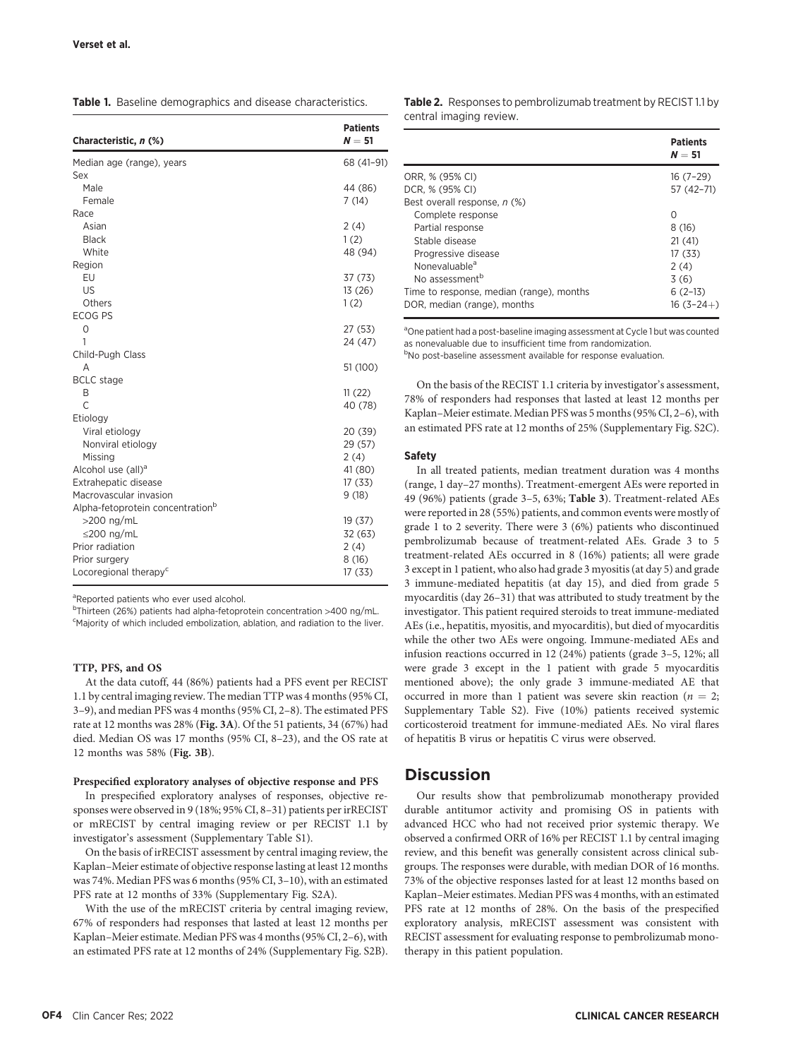**Table 1.** Baseline demographics and disease characteristics.

| Characteristic, *n* (%) | Patients *N* = 51 |
|---|---|
| Median age (range), years | 68 (41–91) |
| Sex | |
| Male | 44 (86) |
| Female | 7 (14) |
| Race | |
| Asian | 2 (4) |
| Black | 1 (2) |
| White | 48 (94) |
| Region | |
| EU | 37 (73) |
| US | 13 (26) |
| Others | 1 (2) |
| ECOG PS | |
| 0 | 27 (53) |
| 1 | 24 (47) |
| Child-Pugh Class | |
| A | 51 (100) |
| BCLC stage | |
| B | 11 (22) |
| C | 40 (78) |
| Etiology | |
| Viral etiology | 20 (39) |
| Nonviral etiology | 29 (57) |
| Missing | 2 (4) |
| Alcohol use (all)[a] | 41 (80) |
| Extrahepatic disease | 17 (33) |
| Macrovascular invasion | 9 (18) |
| Alpha-fetoprotein concentration[b] | |
| >200 ng/mL | 19 (37) |
| ≤200 ng/mL | 32 (63) |
| Prior radiation | 2 (4) |
| Prior surgery | 8 (16) |
| Locoregional therapy[c] | 17 (33) |

[a]Reported patients who ever used alcohol.
[b]Thirteen (26%) patients had alpha-fetoprotein concentration >400 ng/mL.
[c]Majority of which included embolization, ablation, and radiation to the liver.

#### TTP, PFS, and OS

At the data cutoff, 44 (86%) patients had a PFS event per RECIST 1.1 by central imaging review. The median TTP was 4 months (95% CI, 3–9), and median PFS was 4 months (95% CI, 2–8). The estimated PFS rate at 12 months was 28% (**Fig. 3A**). Of the 51 patients, 34 (67%) had died. Median OS was 17 months (95% CI, 8–23), and the OS rate at 12 months was 58% (**Fig. 3B**).

#### Prespecified exploratory analyses of objective response and PFS

In prespecified exploratory analyses of responses, objective responses were observed in 9 (18%; 95% CI, 8–31) patients per irRECIST or mRECIST by central imaging review or per RECIST 1.1 by investigator's assessment (Supplementary Table S1).

On the basis of irRECIST assessment by central imaging review, the Kaplan–Meier estimate of objective response lasting at least 12 months was 74%. Median PFS was 6 months (95% CI, 3–10), with an estimated PFS rate at 12 months of 33% (Supplementary Fig. S2A).

With the use of the mRECIST criteria by central imaging review, 67% of responders had responses that lasted at least 12 months per Kaplan–Meier estimate. Median PFS was 4 months (95% CI, 2–6), with an estimated PFS rate at 12 months of 24% (Supplementary Fig. S2B).

**Table 2.** Responses to pembrolizumab treatment by RECIST 1.1 by central imaging review.

| | Patients *N* = 51 |
|---|---|
| ORR, % (95% CI) | 16 (7–29) |
| DCR, % (95% CI) | 57 (42–71) |
| Best overall response, *n* (%) | |
| Complete response | 0 |
| Partial response | 8 (16) |
| Stable disease | 21 (41) |
| Progressive disease | 17 (33) |
| Nonevaluable[a] | 2 (4) |
| No assessment[b] | 3 (6) |
| Time to response, median (range), months | 6 (2–13) |
| DOR, median (range), months | 16 (3–24+) |

[a]One patient had a post-baseline imaging assessment at Cycle 1 but was counted as nonevaluable due to insufficient time from randomization.
[b]No post-baseline assessment available for response evaluation.

On the basis of the RECIST 1.1 criteria by investigator's assessment, 78% of responders had responses that lasted at least 12 months per Kaplan–Meier estimate. Median PFS was 5 months (95% CI, 2–6), with an estimated PFS rate at 12 months of 25% (Supplementary Fig. S2C).

### Safety

In all treated patients, median treatment duration was 4 months (range, 1 day–27 months). Treatment-emergent AEs were reported in 49 (96%) patients (grade 3–5, 63%; **Table 3**). Treatment-related AEs were reported in 28 (55%) patients, and common events were mostly of grade 1 to 2 severity. There were 3 (6%) patients who discontinued pembrolizumab because of treatment-related AEs. Grade 3 to 5 treatment-related AEs occurred in 8 (16%) patients; all were grade 3 except in 1 patient, who also had grade 3 myositis (at day 5) and grade 3 immune-mediated hepatitis (at day 15), and died from grade 5 myocarditis (day 26–31) that was attributed to study treatment by the investigator. This patient required steroids to treat immune-mediated AEs (i.e., hepatitis, myositis, and myocarditis), but died of myocarditis while the other two AEs were ongoing. Immune-mediated AEs and infusion reactions occurred in 12 (24%) patients (grade 3–5, 12%; all were grade 3 except in the 1 patient with grade 5 myocarditis mentioned above); the only grade 3 immune-mediated AE that occurred in more than 1 patient was severe skin reaction ($n = 2$; Supplementary Table S2). Five (10%) patients received systemic corticosteroid treatment for immune-mediated AEs. No viral flares of hepatitis B virus or hepatitis C virus were observed.

## Discussion

Our results show that pembrolizumab monotherapy provided durable antitumor activity and promising OS in patients with advanced HCC who had not received prior systemic therapy. We observed a confirmed ORR of 16% per RECIST 1.1 by central imaging review, and this benefit was generally consistent across clinical subgroups. The responses were durable, with median DOR of 16 months. 73% of the objective responses lasted for at least 12 months based on Kaplan–Meier estimates. Median PFS was 4 months, with an estimated PFS rate at 12 months of 28%. On the basis of the prespecified exploratory analysis, mRECIST assessment was consistent with RECIST assessment for evaluating response to pembrolizumab monotherapy in this patient population.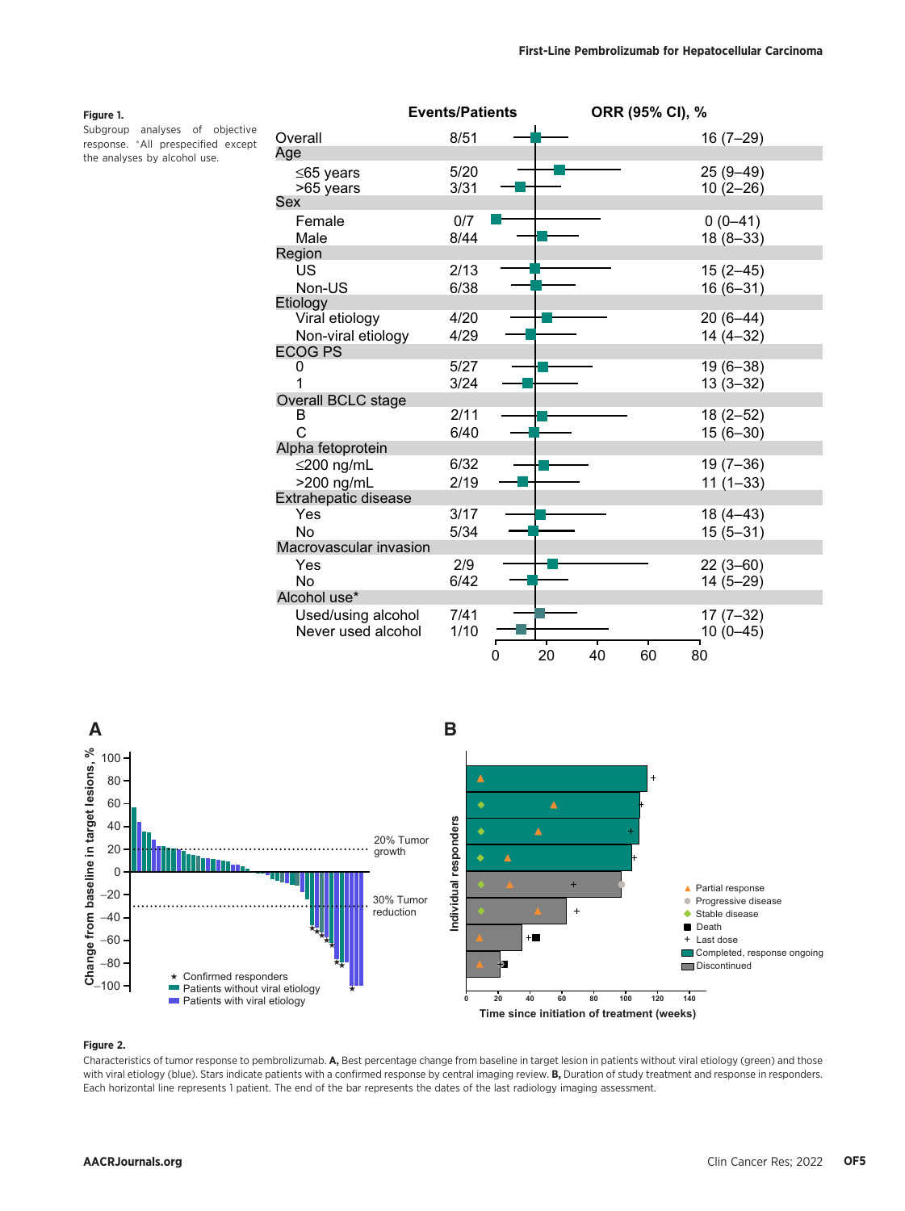**Figure 1.**

Subgroup analyses of objective response. *All prespecified except the analyses by alcohol use.

| | Events/Patients | ORR (95% CI), % |
|---|---|---|
| Overall | 8/51 | 16 (7–29) |
| **Age** | | |
| ≤65 years | 5/20 | 25 (9–49) |
| >65 years | 3/31 | 10 (2–26) |
| **Sex** | | |
| Female | 0/7 | 0 (0–41) |
| Male | 8/44 | 18 (8–33) |
| **Region** | | |
| US | 2/13 | 15 (2–45) |
| Non-US | 6/38 | 16 (6–31) |
| **Etiology** | | |
| Viral etiology | 4/20 | 20 (6–44) |
| Non-viral etiology | 4/29 | 14 (4–32) |
| **ECOG PS** | | |
| 0 | 5/27 | 19 (6–38) |
| 1 | 3/24 | 13 (3–32) |
| **Overall BCLC stage** | | |
| B | 2/11 | 18 (2–52) |
| C | 6/40 | 15 (6–30) |
| **Alpha fetoprotein** | | |
| ≤200 ng/mL | 6/32 | 19 (7–36) |
| >200 ng/mL | 2/19 | 11 (1–33) |
| **Extrahepatic disease** | | |
| Yes | 3/17 | 18 (4–43) |
| No | 5/34 | 15 (5–31) |
| **Macrovascular invasion** | | |
| Yes | 2/9 | 22 (3–60) |
| No | 6/42 | 14 (5–29) |
| **Alcohol use*** | | |
| Used/using alcohol | 7/41 | 17 (7–32) |
| Never used alcohol | 1/10 | 10 (0–45) |

**Figure 2.**

Characteristics of tumor response to pembrolizumab. **A,** Best percentage change from baseline in target lesion in patients without viral etiology (green) and those with viral etiology (blue). Stars indicate patients with a confirmed response by central imaging review. **B,** Duration of study treatment and response in responders. Each horizontal line represents 1 patient. The end of the bar represents the dates of the last radiology imaging assessment.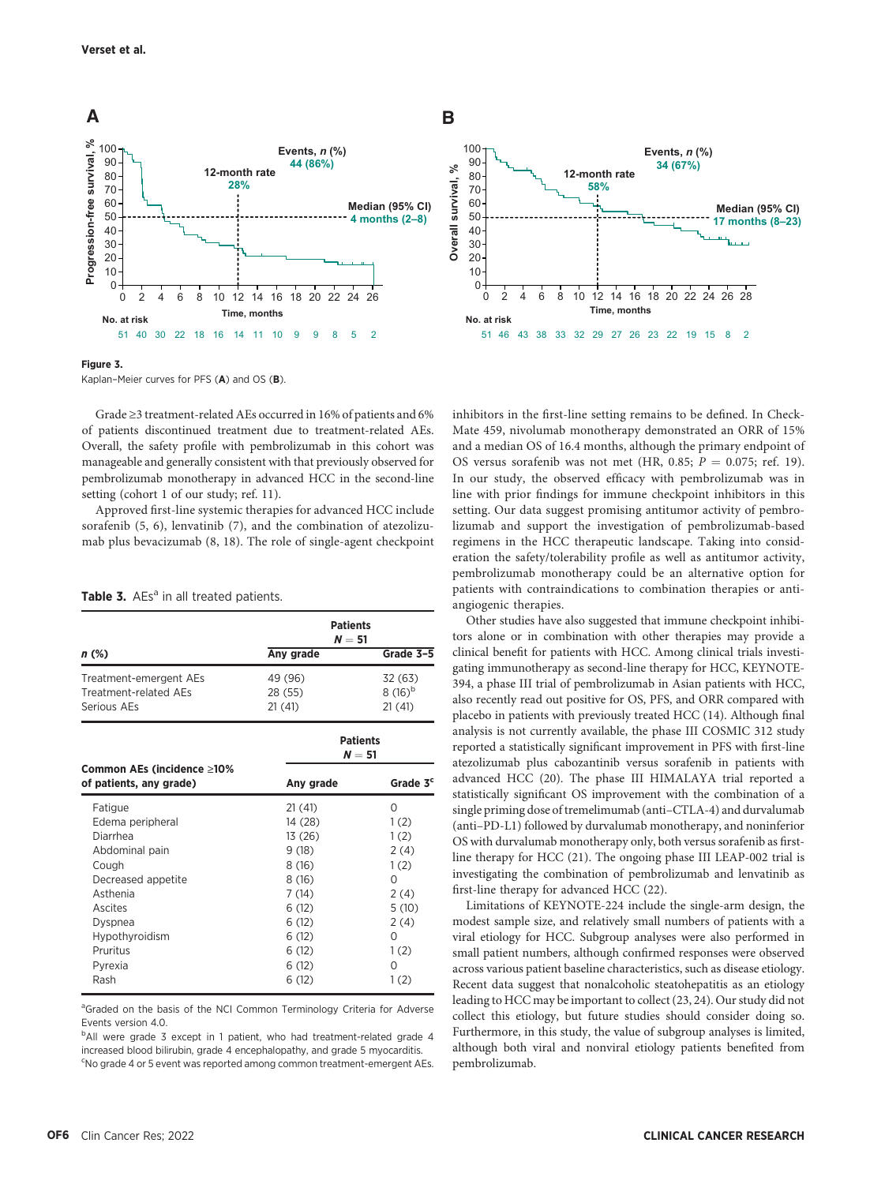Figure 3.

Kaplan–Meier curves for PFS (**A**) and OS (**B**).

Grade ≥3 treatment-related AEs occurred in 16% of patients and 6% of patients discontinued treatment due to treatment-related AEs. Overall, the safety profile with pembrolizumab in this cohort was manageable and generally consistent with that previously observed for pembrolizumab monotherapy in advanced HCC in the second-line setting (cohort 1 of our study; ref. 11).

Approved first-line systemic therapies for advanced HCC include sorafenib (5, 6), lenvatinib (7), and the combination of atezolizumab plus bevacizumab (8, 18). The role of single-agent checkpoint inhibitors in the first-line setting remains to be defined. In CheckMate 459, nivolumab monotherapy demonstrated an ORR of 15% and a median OS of 16.4 months, although the primary endpoint of OS versus sorafenib was not met (HR, 0.85; $P = 0.075$; ref. 19). In our study, the observed efficacy with pembrolizumab was in line with prior findings for immune checkpoint inhibitors in this setting. Our data suggest promising antitumor activity of pembrolizumab and support the investigation of pembrolizumab-based regimens in the HCC therapeutic landscape. Taking into consideration the safety/tolerability profile as well as antitumor activity, pembrolizumab monotherapy could be an alternative option for patients with contraindications to combination therapies or antiangiogenic therapies.

Other studies have also suggested that immune checkpoint inhibitors alone or in combination with other therapies may provide a clinical benefit for patients with HCC. Among clinical trials investigating immunotherapy as second-line therapy for HCC, KEYNOTE-394, a phase III trial of pembrolizumab in Asian patients with HCC, also recently read out positive for OS, PFS, and ORR compared with placebo in patients with previously treated HCC (14). Although final analysis is not currently available, the phase III COSMIC 312 study reported a statistically significant improvement in PFS with first-line atezolizumab plus cabozantinib versus sorafenib in patients with advanced HCC (20). The phase III HIMALAYA trial reported a statistically significant OS improvement with the combination of a single priming dose of tremelimumab (anti–CTLA-4) and durvalumab (anti–PD-L1) followed by durvalumab monotherapy, and noninferior OS with durvalumab monotherapy only, both versus sorafenib as first-line therapy for HCC (21). The ongoing phase III LEAP-002 trial is investigating the combination of pembrolizumab and lenvatinib as first-line therapy for advanced HCC (22).

Limitations of KEYNOTE-224 include the single-arm design, the modest sample size, and relatively small numbers of patients with a viral etiology for HCC. Subgroup analyses were also performed in small patient numbers, although confirmed responses were observed across various patient baseline characteristics, such as disease etiology. Recent data suggest that nonalcoholic steatohepatitis as an etiology leading to HCC may be important to collect (23, 24). Our study did not collect this etiology, but future studies should consider doing so. Furthermore, in this study, the value of subgroup analyses is limited, although both viral and nonviral etiology patients benefited from pembrolizumab.

**Table 3.** AEs[a] in all treated patients.

| n (%) | Patients N = 51 | |
|---|---|---|
| | Any grade | Grade 3–5 |
| Treatment-emergent AEs | 49 (96) | 32 (63) |
| Treatment-related AEs | 28 (55) | 8 (16)[b] |
| Serious AEs | 21 (41) | 21 (41) |

| Common AEs (incidence ≥10% of patients, any grade) | Patients N = 51 | |
|---|---|---|
| | Any grade | Grade 3[c] |
| Fatigue | 21 (41) | 0 |
| Edema peripheral | 14 (28) | 1 (2) |
| Diarrhea | 13 (26) | 1 (2) |
| Abdominal pain | 9 (18) | 2 (4) |
| Cough | 8 (16) | 1 (2) |
| Decreased appetite | 8 (16) | 0 |
| Asthenia | 7 (14) | 2 (4) |
| Ascites | 6 (12) | 5 (10) |
| Dyspnea | 6 (12) | 2 (4) |
| Hypothyroidism | 6 (12) | 0 |
| Pruritus | 6 (12) | 1 (2) |
| Pyrexia | 6 (12) | 0 |
| Rash | 6 (12) | 1 (2) |

[a]Graded on the basis of the NCI Common Terminology Criteria for Adverse Events version 4.0.

[b]All were grade 3 except in 1 patient, who had treatment-related grade 4 increased blood bilirubin, grade 4 encephalopathy, and grade 5 myocarditis.

[c]No grade 4 or 5 event was reported among common treatment-emergent AEs.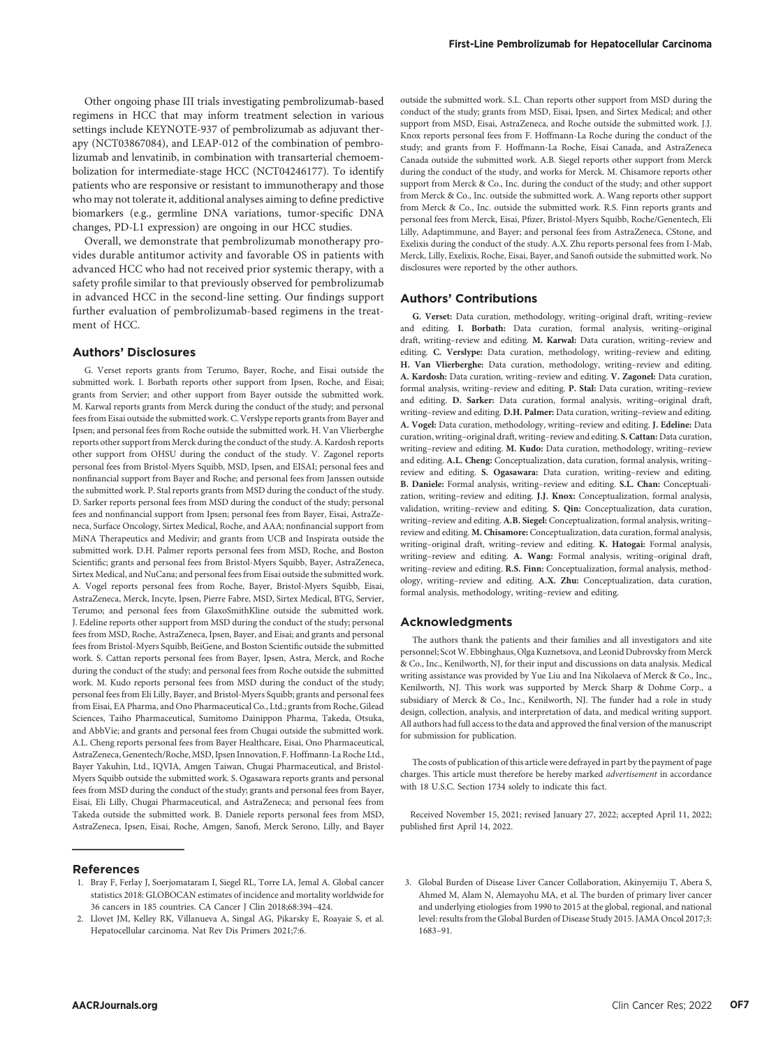Other ongoing phase III trials investigating pembrolizumab-based regimens in HCC that may inform treatment selection in various settings include KEYNOTE-937 of pembrolizumab as adjuvant therapy (NCT03867084), and LEAP-012 of the combination of pembrolizumab and lenvatinib, in combination with transarterial chemoembolization for intermediate-stage HCC (NCT04246177). To identify patients who are responsive or resistant to immunotherapy and those who may not tolerate it, additional analyses aiming to define predictive biomarkers (e.g., germline DNA variations, tumor-specific DNA changes, PD-L1 expression) are ongoing in our HCC studies.

Overall, we demonstrate that pembrolizumab monotherapy provides durable antitumor activity and favorable OS in patients with advanced HCC who had not received prior systemic therapy, with a safety profile similar to that previously observed for pembrolizumab in advanced HCC in the second-line setting. Our findings support further evaluation of pembrolizumab-based regimens in the treatment of HCC.

## Authors' Disclosures

G. Verset reports grants from Terumo, Bayer, Roche, and Eisai outside the submitted work. I. Borbath reports other support from Ipsen, Roche, and Eisai; grants from Servier; and other support from Bayer outside the submitted work. M. Karwal reports grants from Merck during the conduct of the study; and personal fees from Eisai outside the submitted work. C. Verslype reports grants from Bayer and Ipsen; and personal fees from Roche outside the submitted work. H. Van Vlierberghe reports other support from Merck during the conduct of the study. A. Kardosh reports other support from OHSU during the conduct of the study. V. Zagonel reports personal fees from Bristol-Myers Squibb, MSD, Ipsen, and EISAI; personal fees and nonfinancial support from Bayer and Roche; and personal fees from Janssen outside the submitted work. P. Stal reports grants from MSD during the conduct of the study. D. Sarker reports personal fees from MSD during the conduct of the study; personal fees and nonfinancial support from Ipsen; personal fees from Bayer, Eisai, AstraZeneca, Surface Oncology, Sirtex Medical, Roche, and AAA; nonfinancial support from MiNA Therapeutics and Medivir; and grants from UCB and Inspirata outside the submitted work. D.H. Palmer reports personal fees from MSD, Roche, and Boston Scientific; grants and personal fees from Bristol-Myers Squibb, Bayer, AstraZeneca, Sirtex Medical, and NuCana; and personal fees from Eisai outside the submitted work. A. Vogel reports personal fees from Roche, Bayer, Bristol-Myers Squibb, Eisai, AstraZeneca, Merck, Incyte, Ipsen, Pierre Fabre, MSD, Sirtex Medical, BTG, Servier, Terumo; and personal fees from GlaxoSmithKline outside the submitted work. J. Edeline reports other support from MSD during the conduct of the study; personal fees from MSD, Roche, AstraZeneca, Ipsen, Bayer, and Eisai; and grants and personal fees from Bristol-Myers Squibb, BeiGene, and Boston Scientific outside the submitted work. S. Cattan reports personal fees from Bayer, Ipsen, Astra, Merck, and Roche during the conduct of the study; and personal fees from Roche outside the submitted work. M. Kudo reports personal fees from MSD during the conduct of the study; personal fees from Eli Lilly, Bayer, and Bristol-Myers Squibb; grants and personal fees from Eisai, EA Pharma, and Ono Pharmaceutical Co., Ltd.; grants from Roche, Gilead Sciences, Taiho Pharmaceutical, Sumitomo Dainippon Pharma, Takeda, Otsuka, and AbbVie; and grants and personal fees from Chugai outside the submitted work. A.L. Cheng reports personal fees from Bayer Healthcare, Eisai, Ono Pharmaceutical, AstraZeneca, Genentech/Roche, MSD, Ipsen Innovation, F. Hoffmann-La Roche Ltd., Bayer Yakuhin, Ltd., IQVIA, Amgen Taiwan, Chugai Pharmaceutical, and Bristol-Myers Squibb outside the submitted work. S. Ogasawara reports grants and personal fees from MSD during the conduct of the study; grants and personal fees from Bayer, Eisai, Eli Lilly, Chugai Pharmaceutical, and AstraZeneca; and personal fees from Takeda outside the submitted work. B. Daniele reports personal fees from MSD, AstraZeneca, Ipsen, Eisai, Roche, Amgen, Sanofi, Merck Serono, Lilly, and Bayer outside the submitted work. S.L. Chan reports other support from MSD during the conduct of the study; grants from MSD, Eisai, Ipsen, and Sirtex Medical; and other support from MSD, Eisai, AstraZeneca, and Roche outside the submitted work. J.J. Knox reports personal fees from F. Hoffmann-La Roche during the conduct of the study; and grants from F. Hoffmann-La Roche, Eisai Canada, and AstraZeneca Canada outside the submitted work. A.B. Siegel reports other support from Merck during the conduct of the study, and works for Merck. M. Chisamore reports other support from Merck & Co., Inc. during the conduct of the study; and other support from Merck & Co., Inc. outside the submitted work. A. Wang reports other support from Merck & Co., Inc. outside the submitted work. R.S. Finn reports grants and personal fees from Merck, Eisai, Pfizer, Bristol-Myers Squibb, Roche/Genentech, Eli Lilly, Adaptimmune, and Bayer; and personal fees from AstraZeneca, CStone, and Exelixis during the conduct of the study. A.X. Zhu reports personal fees from I-Mab, Merck, Lilly, Exelixis, Roche, Eisai, Bayer, and Sanofi outside the submitted work. No disclosures were reported by the other authors.

## Authors' Contributions

**G. Verset:** Data curation, methodology, writing–original draft, writing–review and editing. **I. Borbath:** Data curation, formal analysis, writing–original draft, writing–review and editing. **M. Karwal:** Data curation, writing–review and editing. **C. Verslype:** Data curation, methodology, writing–review and editing. **H. Van Vlierberghe:** Data curation, methodology, writing–review and editing. **A. Kardosh:** Data curation, writing–review and editing. **V. Zagonel:** Data curation, formal analysis, writing–review and editing. **P. Stal:** Data curation, writing–review and editing. **D. Sarker:** Data curation, formal analysis, writing–original draft, writing–review and editing. **D.H. Palmer:** Data curation, writing–review and editing. **A. Vogel:** Data curation, methodology, writing–review and editing. **J. Edeline:** Data curation, writing–original draft, writing–review and editing. **S. Cattan:** Data curation, writing–review and editing. **M. Kudo:** Data curation, methodology, writing–review and editing. **A.L. Cheng:** Conceptualization, data curation, formal analysis, writing–review and editing. **S. Ogasawara:** Data curation, writing–review and editing. **B. Daniele:** Formal analysis, writing–review and editing. **S.L. Chan:** Conceptualization, writing–review and editing. **J.J. Knox:** Conceptualization, formal analysis, validation, writing–review and editing. **S. Qin:** Conceptualization, data curation, writing–review and editing. **A.B. Siegel:** Conceptualization, formal analysis, writing–review and editing. **M. Chisamore:** Conceptualization, data curation, formal analysis, writing–original draft, writing–review and editing. **K. Hatogai:** Formal analysis, writing–review and editing. **A. Wang:** Formal analysis, writing–original draft, writing–review and editing. **R.S. Finn:** Conceptualization, formal analysis, methodology, writing–review and editing. **A.X. Zhu:** Conceptualization, data curation, formal analysis, methodology, writing–review and editing.

## Acknowledgments

The authors thank the patients and their families and all investigators and site personnel; Scot W. Ebbinghaus, Olga Kuznetsova, and Leonid Dubrovsky from Merck & Co., Inc., Kenilworth, NJ, for their input and discussions on data analysis. Medical writing assistance was provided by Yue Liu and Ina Nikolaeva of Merck & Co., Inc., Kenilworth, NJ. This work was supported by Merck Sharp & Dohme Corp., a subsidiary of Merck & Co., Inc., Kenilworth, NJ. The funder had a role in study design, collection, analysis, and interpretation of data, and medical writing support. All authors had full access to the data and approved the final version of the manuscript for submission for publication.

The costs of publication of this article were defrayed in part by the payment of page charges. This article must therefore be hereby marked *advertisement* in accordance with 18 U.S.C. Section 1734 solely to indicate this fact.

Received November 15, 2021; revised January 27, 2022; accepted April 11, 2022; published first April 14, 2022.

## References

1. Bray F, Ferlay J, Soerjomataram I, Siegel RL, Torre LA, Jemal A. Global cancer statistics 2018: GLOBOCAN estimates of incidence and mortality worldwide for 36 cancers in 185 countries. CA Cancer J Clin 2018;68:394–424.
2. Llovet JM, Kelley RK, Villanueva A, Singal AG, Pikarsky E, Roayaie S, et al. Hepatocellular carcinoma. Nat Rev Dis Primers 2021;7:6.
3. Global Burden of Disease Liver Cancer Collaboration, Akinyemiju T, Abera S, Ahmed M, Alam N, Alemayohu MA, et al. The burden of primary liver cancer and underlying etiologies from 1990 to 2015 at the global, regional, and national level: results from the Global Burden of Disease Study 2015. JAMA Oncol 2017;3: 1683–91.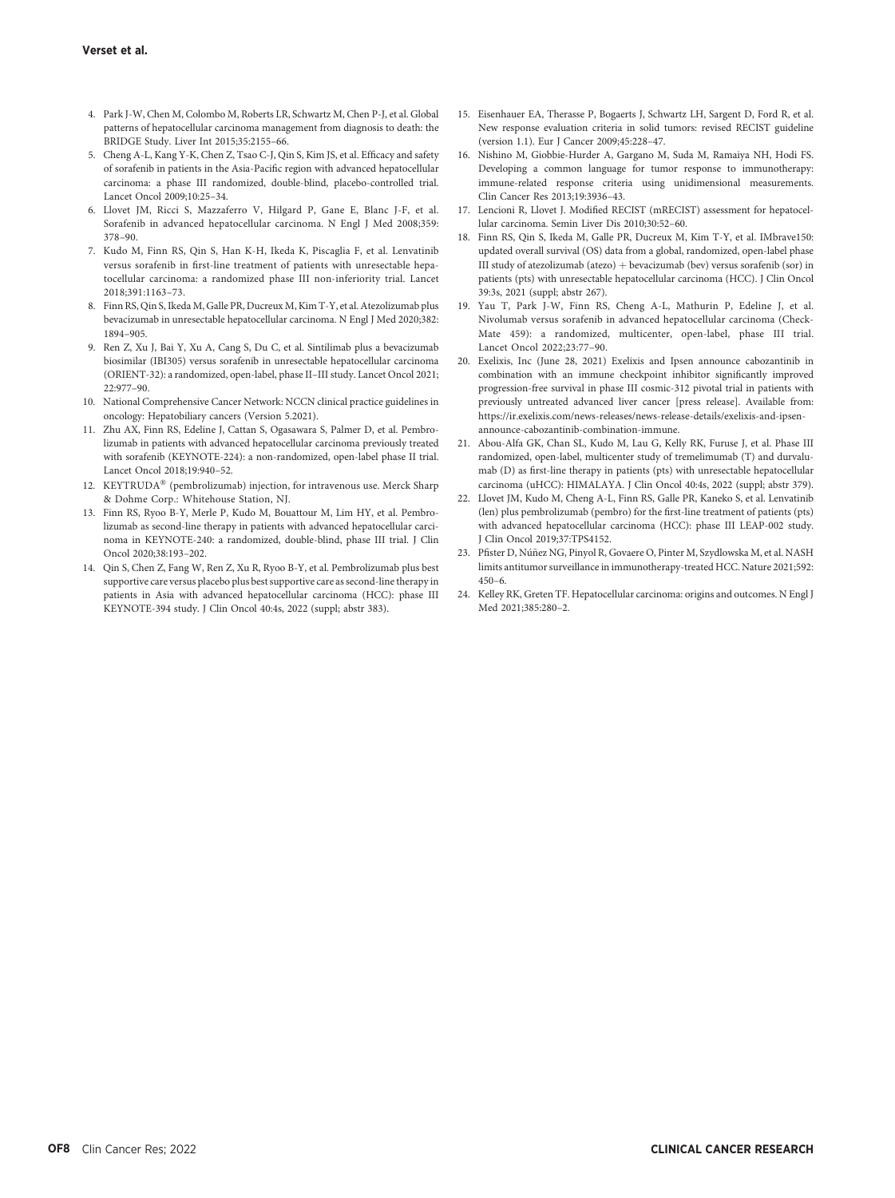4. Park J-W, Chen M, Colombo M, Roberts LR, Schwartz M, Chen P-J, et al. Global patterns of hepatocellular carcinoma management from diagnosis to death: the BRIDGE Study. Liver Int 2015;35:2155–66.
5. Cheng A-L, Kang Y-K, Chen Z, Tsao C-J, Qin S, Kim JS, et al. Efficacy and safety of sorafenib in patients in the Asia-Pacific region with advanced hepatocellular carcinoma: a phase III randomized, double-blind, placebo-controlled trial. Lancet Oncol 2009;10:25–34.
6. Llovet JM, Ricci S, Mazzaferro V, Hilgard P, Gane E, Blanc J-F, et al. Sorafenib in advanced hepatocellular carcinoma. N Engl J Med 2008;359:378–90.
7. Kudo M, Finn RS, Qin S, Han K-H, Ikeda K, Piscaglia F, et al. Lenvatinib versus sorafenib in first-line treatment of patients with unresectable hepatocellular carcinoma: a randomized phase III non-inferiority trial. Lancet 2018;391:1163–73.
8. Finn RS, Qin S, Ikeda M, Galle PR, Ducreux M, Kim T-Y, et al. Atezolizumab plus bevacizumab in unresectable hepatocellular carcinoma. N Engl J Med 2020;382:1894–905.
9. Ren Z, Xu J, Bai Y, Xu A, Cang S, Du C, et al. Sintilimab plus a bevacizumab biosimilar (IBI305) versus sorafenib in unresectable hepatocellular carcinoma (ORIENT-32): a randomized, open-label, phase II–III study. Lancet Oncol 2021;22:977–90.
10. National Comprehensive Cancer Network: NCCN clinical practice guidelines in oncology: Hepatobiliary cancers (Version 5.2021).
11. Zhu AX, Finn RS, Edeline J, Cattan S, Ogasawara S, Palmer D, et al. Pembrolizumab in patients with advanced hepatocellular carcinoma previously treated with sorafenib (KEYNOTE-224): a non-randomized, open-label phase II trial. Lancet Oncol 2018;19:940–52.
12. KEYTRUDA® (pembrolizumab) injection, for intravenous use. Merck Sharp & Dohme Corp.: Whitehouse Station, NJ.
13. Finn RS, Ryoo B-Y, Merle P, Kudo M, Bouattour M, Lim HY, et al. Pembrolizumab as second-line therapy in patients with advanced hepatocellular carcinoma in KEYNOTE-240: a randomized, double-blind, phase III trial. J Clin Oncol 2020;38:193–202.
14. Qin S, Chen Z, Fang W, Ren Z, Xu R, Ryoo B-Y, et al. Pembrolizumab plus best supportive care versus placebo plus best supportive care as second-line therapy in patients in Asia with advanced hepatocellular carcinoma (HCC): phase III KEYNOTE-394 study. J Clin Oncol 40:4s, 2022 (suppl; abstr 383).
15. Eisenhauer EA, Therasse P, Bogaerts J, Schwartz LH, Sargent D, Ford R, et al. New response evaluation criteria in solid tumors: revised RECIST guideline (version 1.1). Eur J Cancer 2009;45:228–47.
16. Nishino M, Giobbie-Hurder A, Gargano M, Suda M, Ramaiya NH, Hodi FS. Developing a common language for tumor response to immunotherapy: immune-related response criteria using unidimensional measurements. Clin Cancer Res 2013;19:3936–43.
17. Lencioni R, Llovet J. Modified RECIST (mRECIST) assessment for hepatocellular carcinoma. Semin Liver Dis 2010;30:52–60.
18. Finn RS, Qin S, Ikeda M, Galle PR, Ducreux M, Kim T-Y, et al. IMbrave150: updated overall survival (OS) data from a global, randomized, open-label phase III study of atezolizumab (atezo) + bevacizumab (bev) versus sorafenib (sor) in patients (pts) with unresectable hepatocellular carcinoma (HCC). J Clin Oncol 39:3s, 2021 (suppl; abstr 267).
19. Yau T, Park J-W, Finn RS, Cheng A-L, Mathurin P, Edeline J, et al. Nivolumab versus sorafenib in advanced hepatocellular carcinoma (CheckMate 459): a randomized, multicenter, open-label, phase III trial. Lancet Oncol 2022;23:77–90.
20. Exelixis, Inc (June 28, 2021) Exelixis and Ipsen announce cabozantinib in combination with an immune checkpoint inhibitor significantly improved progression-free survival in phase III cosmic-312 pivotal trial in patients with previously untreated advanced liver cancer [press release]. Available from: https://ir.exelixis.com/news-releases/news-release-details/exelixis-and-ipsen-announce-cabozantinib-combination-immune.
21. Abou-Alfa GK, Chan SL, Kudo M, Lau G, Kelly RK, Furuse J, et al. Phase III randomized, open-label, multicenter study of tremelimumab (T) and durvalumab (D) as first-line therapy in patients (pts) with unresectable hepatocellular carcinoma (uHCC): HIMALAYA. J Clin Oncol 40:4s, 2022 (suppl; abstr 379).
22. Llovet JM, Kudo M, Cheng A-L, Finn RS, Galle PR, Kaneko S, et al. Lenvatinib (len) plus pembrolizumab (pembro) for the first-line treatment of patients (pts) with advanced hepatocellular carcinoma (HCC): phase III LEAP-002 study. J Clin Oncol 2019;37:TPS4152.
23. Pfister D, Núñez NG, Pinyol R, Govaere O, Pinter M, Szydlowska M, et al. NASH limits antitumor surveillance in immunotherapy-treated HCC. Nature 2021;592:450–6.
24. Kelley RK, Greten TF. Hepatocellular carcinoma: origins and outcomes. N Engl J Med 2021;385:280–2.